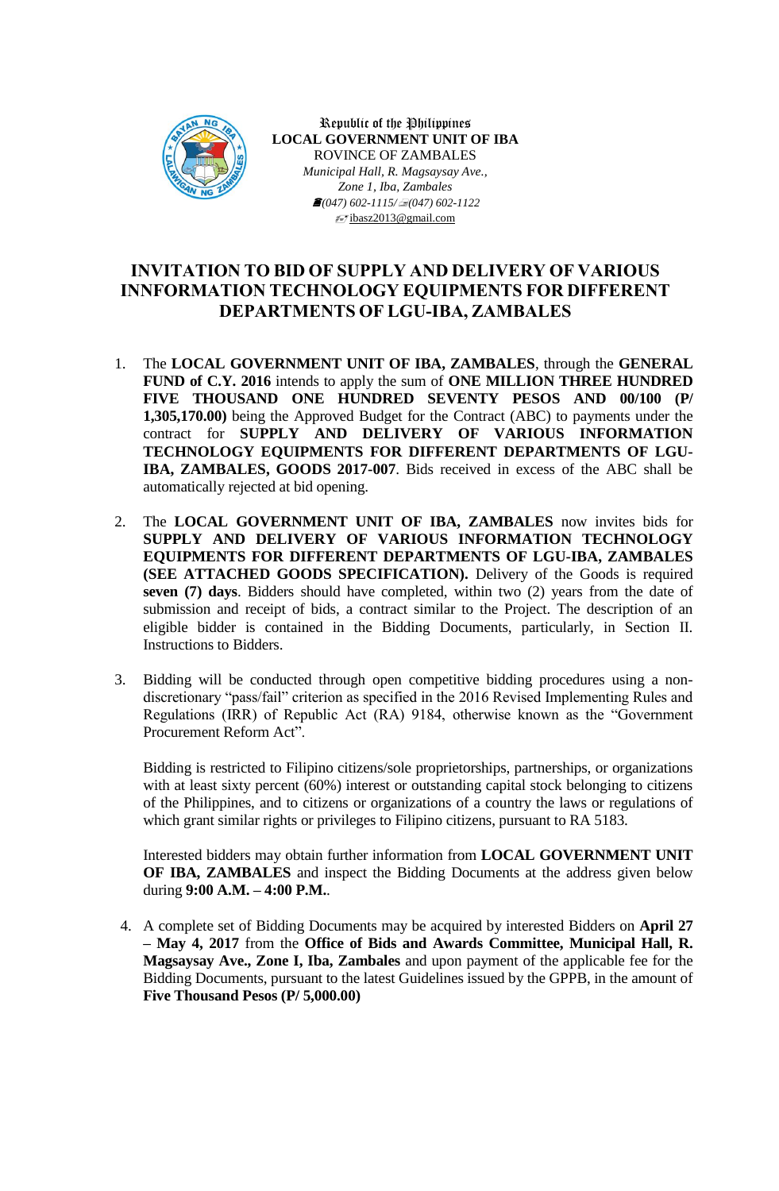Republic of the Philippines
**LOCAL GOVERNMENT UNIT OF IBA**
ROVINCE OF ZAMBALES
*Municipal Hall, R. Magsaysay Ave.,*
*Zone 1, Iba, Zambales*
*(047) 602-1115/ (047) 602-1122*
ibasz2013@gmail.com

# INVITATION TO BID OF SUPPLY AND DELIVERY OF VARIOUS INNFORMATION TECHNOLOGY EQUIPMENTS FOR DIFFERENT DEPARTMENTS OF LGU-IBA, ZAMBALES

1. The **LOCAL GOVERNMENT UNIT OF IBA, ZAMBALES**, through the **GENERAL FUND of C.Y. 2016** intends to apply the sum of **ONE MILLION THREE HUNDRED FIVE THOUSAND ONE HUNDRED SEVENTY PESOS AND 00/100 (P/ 1,305,170.00)** being the Approved Budget for the Contract (ABC) to payments under the contract for **SUPPLY AND DELIVERY OF VARIOUS INFORMATION TECHNOLOGY EQUIPMENTS FOR DIFFERENT DEPARTMENTS OF LGU-IBA, ZAMBALES, GOODS 2017-007**. Bids received in excess of the ABC shall be automatically rejected at bid opening.

2. The **LOCAL GOVERNMENT UNIT OF IBA, ZAMBALES** now invites bids for **SUPPLY AND DELIVERY OF VARIOUS INFORMATION TECHNOLOGY EQUIPMENTS FOR DIFFERENT DEPARTMENTS OF LGU-IBA, ZAMBALES (SEE ATTACHED GOODS SPECIFICATION).** Delivery of the Goods is required **seven (7) days**. Bidders should have completed, within two (2) years from the date of submission and receipt of bids, a contract similar to the Project. The description of an eligible bidder is contained in the Bidding Documents, particularly, in Section II. Instructions to Bidders.

3. Bidding will be conducted through open competitive bidding procedures using a non-discretionary "pass/fail" criterion as specified in the 2016 Revised Implementing Rules and Regulations (IRR) of Republic Act (RA) 9184, otherwise known as the "Government Procurement Reform Act".

   Bidding is restricted to Filipino citizens/sole proprietorships, partnerships, or organizations with at least sixty percent (60%) interest or outstanding capital stock belonging to citizens of the Philippines, and to citizens or organizations of a country the laws or regulations of which grant similar rights or privileges to Filipino citizens, pursuant to RA 5183.

   Interested bidders may obtain further information from **LOCAL GOVERNMENT UNIT OF IBA, ZAMBALES** and inspect the Bidding Documents at the address given below during **9:00 A.M. – 4:00 P.M.**.

4. A complete set of Bidding Documents may be acquired by interested Bidders on **April 27 – May 4, 2017** from the **Office of Bids and Awards Committee, Municipal Hall, R. Magsaysay Ave., Zone I, Iba, Zambales** and upon payment of the applicable fee for the Bidding Documents, pursuant to the latest Guidelines issued by the GPPB, in the amount of **Five Thousand Pesos (P/ 5,000.00)**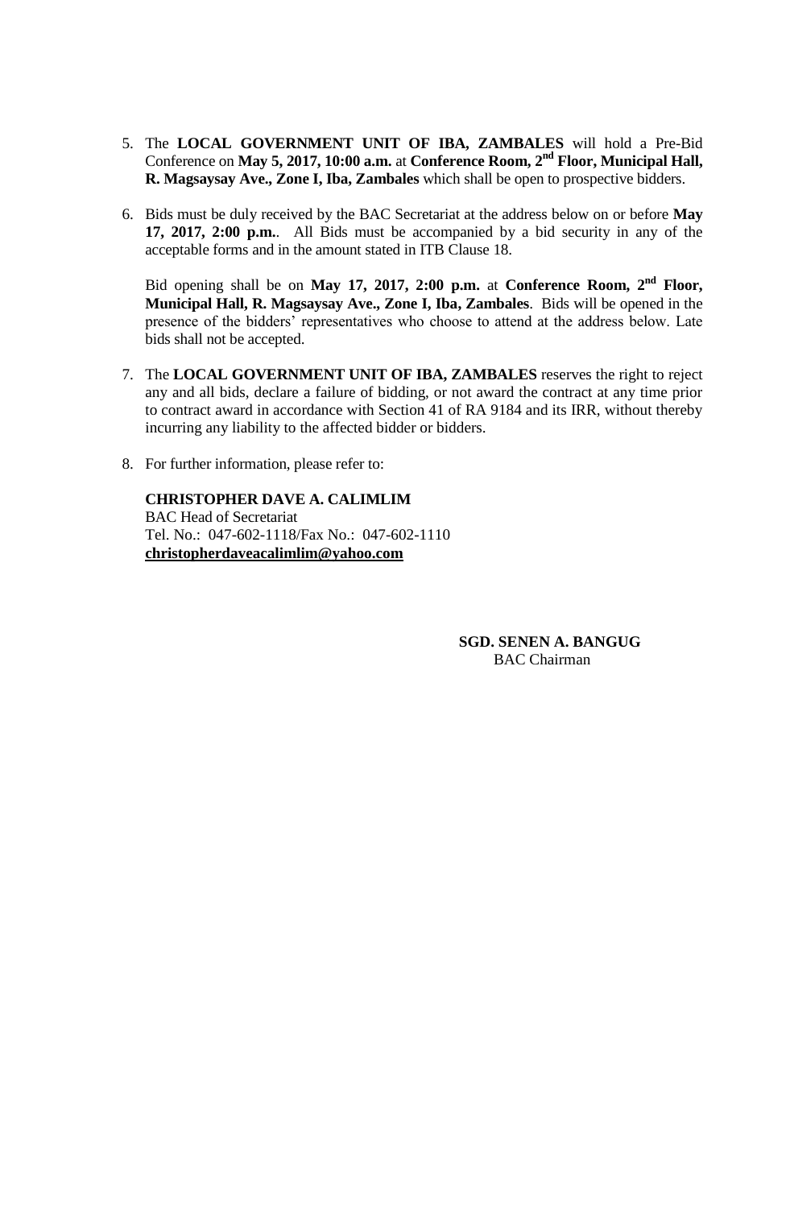5. The **LOCAL GOVERNMENT UNIT OF IBA, ZAMBALES** will hold a Pre-Bid Conference on **May 5, 2017, 10:00 a.m.** at **Conference Room, 2nd Floor, Municipal Hall, R. Magsaysay Ave., Zone I, Iba, Zambales** which shall be open to prospective bidders.

6. Bids must be duly received by the BAC Secretariat at the address below on or before **May 17, 2017, 2:00 p.m.**. All Bids must be accompanied by a bid security in any of the acceptable forms and in the amount stated in ITB Clause 18.

   Bid opening shall be on **May 17, 2017, 2:00 p.m.** at **Conference Room, 2nd Floor, Municipal Hall, R. Magsaysay Ave., Zone I, Iba, Zambales**. Bids will be opened in the presence of the bidders' representatives who choose to attend at the address below. Late bids shall not be accepted.

7. The **LOCAL GOVERNMENT UNIT OF IBA, ZAMBALES** reserves the right to reject any and all bids, declare a failure of bidding, or not award the contract at any time prior to contract award in accordance with Section 41 of RA 9184 and its IRR, without thereby incurring any liability to the affected bidder or bidders.

8. For further information, please refer to:

   **CHRISTOPHER DAVE A. CALIMLIM**
   BAC Head of Secretariat
   Tel. No.: 047-602-1118/Fax No.: 047-602-1110
   **christopherdaveacalimlim@yahoo.com**

**SGD. SENEN A. BANGUG**
BAC Chairman